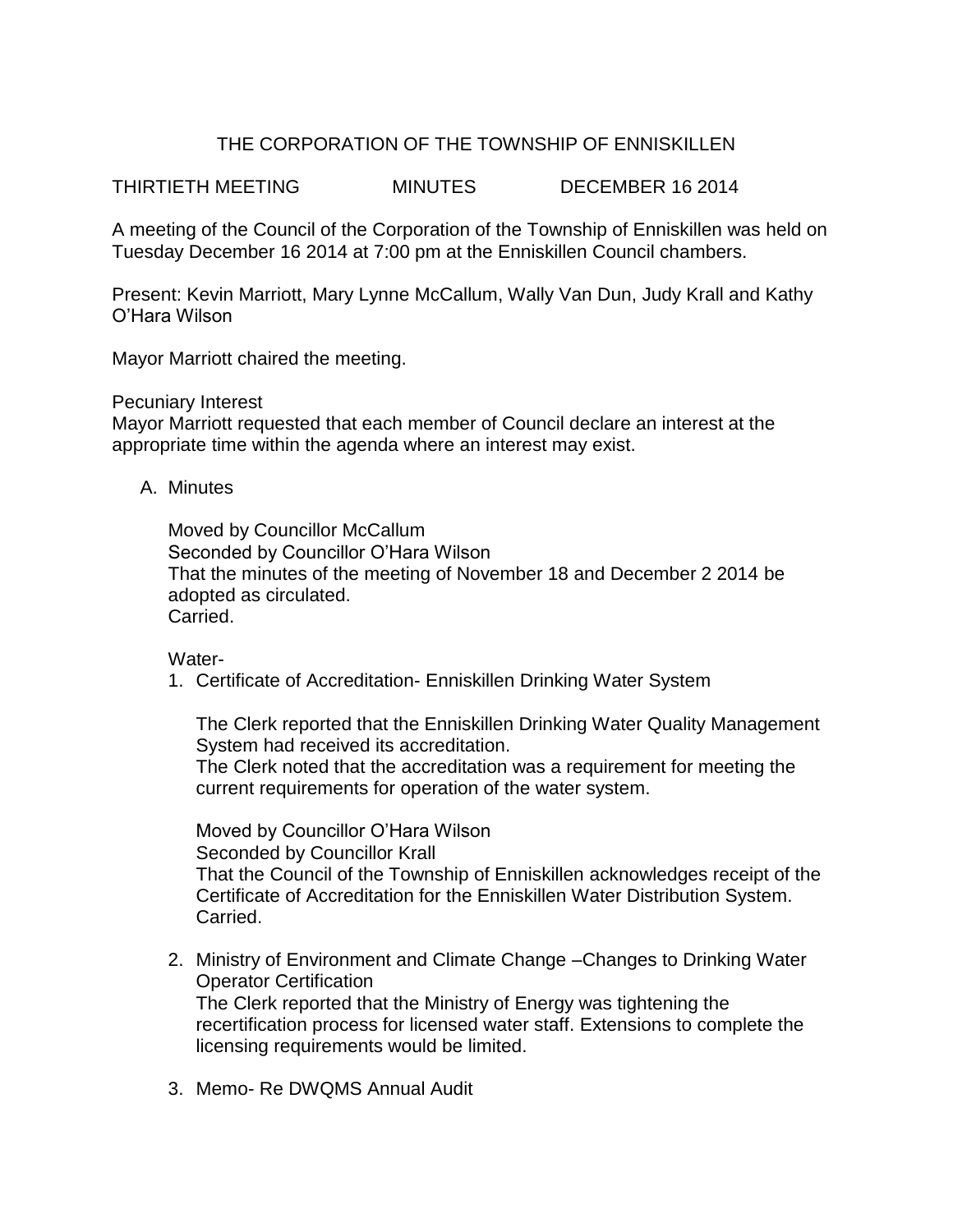# THE CORPORATION OF THE TOWNSHIP OF ENNISKILLEN

THIRTIETH MEETING MINUTES DECEMBER 16 2014

A meeting of the Council of the Corporation of the Township of Enniskillen was held on Tuesday December 16 2014 at 7:00 pm at the Enniskillen Council chambers.

Present: Kevin Marriott, Mary Lynne McCallum, Wally Van Dun, Judy Krall and Kathy O'Hara Wilson

Mayor Marriott chaired the meeting.

Pecuniary Interest
Mayor Marriott requested that each member of Council declare an interest at the appropriate time within the agenda where an interest may exist.

A. Minutes

   Moved by Councillor McCallum
   Seconded by Councillor O'Hara Wilson
   That the minutes of the meeting of November 18 and December 2 2014 be adopted as circulated.
   Carried.

   Water-

1. Certificate of Accreditation- Enniskillen Drinking Water System

   The Clerk reported that the Enniskillen Drinking Water Quality Management System had received its accreditation.
   The Clerk noted that the accreditation was a requirement for meeting the current requirements for operation of the water system.

   Moved by Councillor O'Hara Wilson
   Seconded by Councillor Krall
   That the Council of the Township of Enniskillen acknowledges receipt of the Certificate of Accreditation for the Enniskillen Water Distribution System.
   Carried.

2. Ministry of Environment and Climate Change –Changes to Drinking Water Operator Certification
   The Clerk reported that the Ministry of Energy was tightening the recertification process for licensed water staff. Extensions to complete the licensing requirements would be limited.

3. Memo- Re DWQMS Annual Audit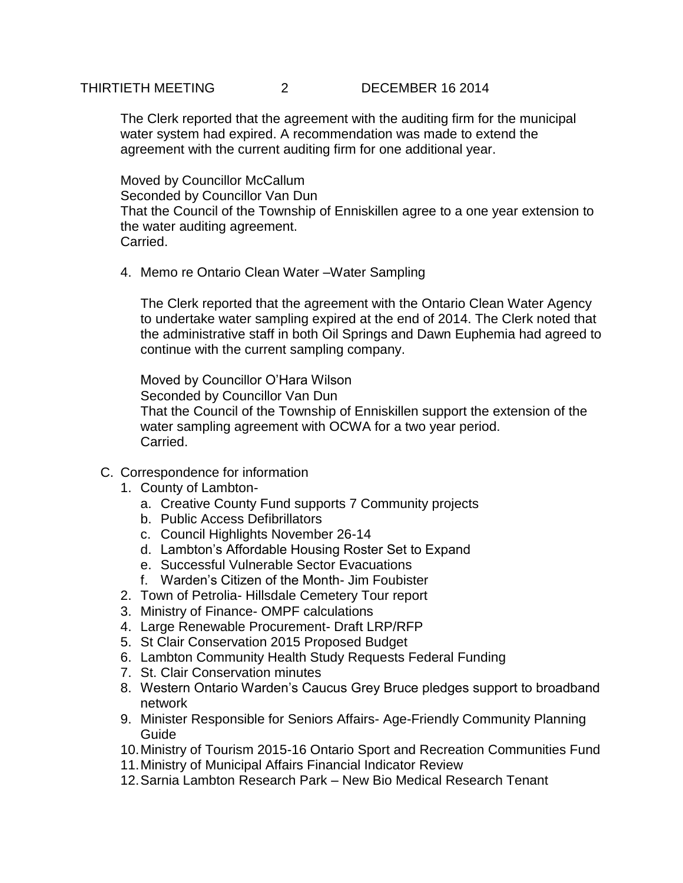The Clerk reported that the agreement with the auditing firm for the municipal water system had expired. A recommendation was made to extend the agreement with the current auditing firm for one additional year.

Moved by Councillor McCallum
Seconded by Councillor Van Dun
That the Council of the Township of Enniskillen agree to a one year extension to the water auditing agreement.
Carried.

4. Memo re Ontario Clean Water –Water Sampling

   The Clerk reported that the agreement with the Ontario Clean Water Agency to undertake water sampling expired at the end of 2014. The Clerk noted that the administrative staff in both Oil Springs and Dawn Euphemia had agreed to continue with the current sampling company.

   Moved by Councillor O'Hara Wilson
   Seconded by Councillor Van Dun
   That the Council of the Township of Enniskillen support the extension of the water sampling agreement with OCWA for a two year period.
   Carried.

C. Correspondence for information
   1. County of Lambton-
      a. Creative County Fund supports 7 Community projects
      b. Public Access Defibrillators
      c. Council Highlights November 26-14
      d. Lambton's Affordable Housing Roster Set to Expand
      e. Successful Vulnerable Sector Evacuations
      f. Warden's Citizen of the Month- Jim Foubister
   2. Town of Petrolia- Hillsdale Cemetery Tour report
   3. Ministry of Finance- OMPF calculations
   4. Large Renewable Procurement- Draft LRP/RFP
   5. St Clair Conservation 2015 Proposed Budget
   6. Lambton Community Health Study Requests Federal Funding
   7. St. Clair Conservation minutes
   8. Western Ontario Warden's Caucus Grey Bruce pledges support to broadband network
   9. Minister Responsible for Seniors Affairs- Age-Friendly Community Planning Guide
   10. Ministry of Tourism 2015-16 Ontario Sport and Recreation Communities Fund
   11. Ministry of Municipal Affairs Financial Indicator Review
   12. Sarnia Lambton Research Park – New Bio Medical Research Tenant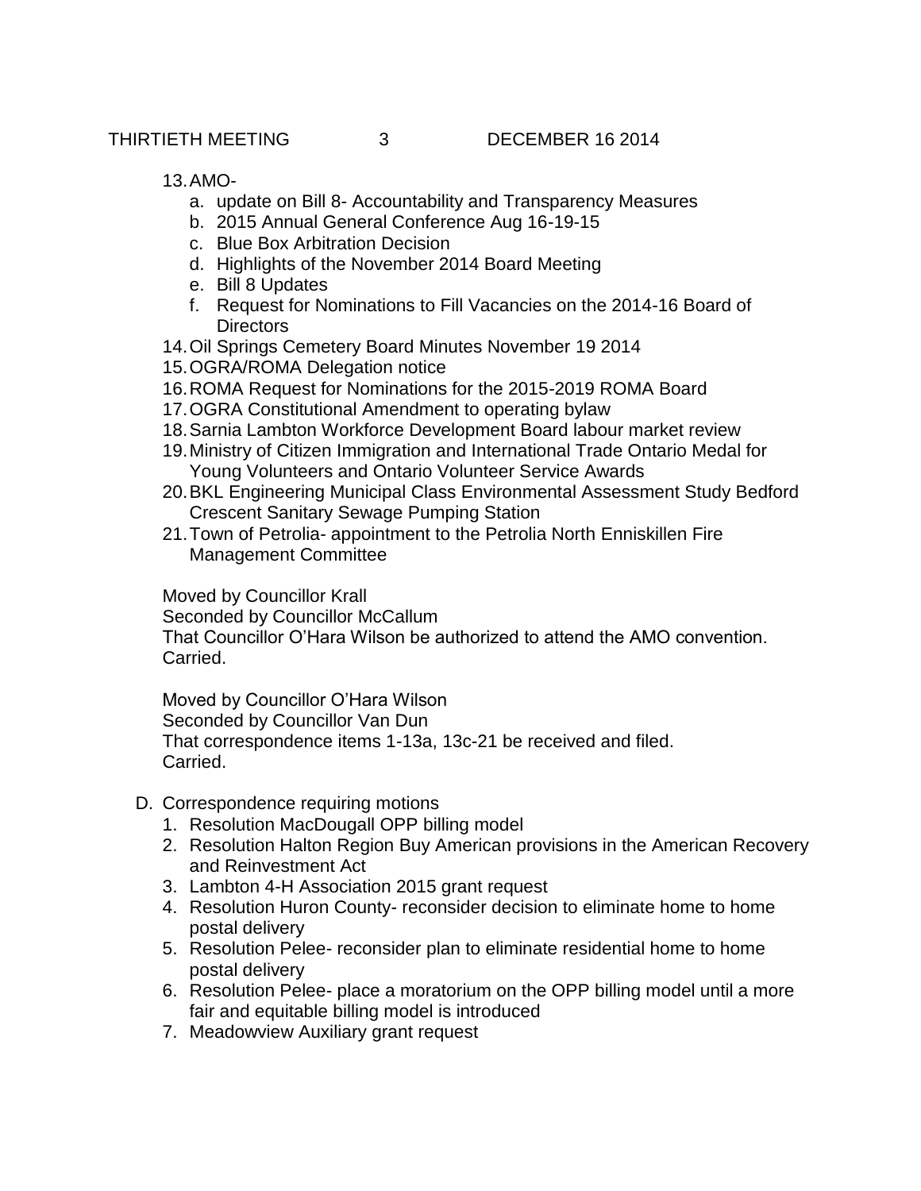13. AMO-
    a. update on Bill 8- Accountability and Transparency Measures
    b. 2015 Annual General Conference Aug 16-19-15
    c. Blue Box Arbitration Decision
    d. Highlights of the November 2014 Board Meeting
    e. Bill 8 Updates
    f. Request for Nominations to Fill Vacancies on the 2014-16 Board of Directors
14. Oil Springs Cemetery Board Minutes November 19 2014
15. OGRA/ROMA Delegation notice
16. ROMA Request for Nominations for the 2015-2019 ROMA Board
17. OGRA Constitutional Amendment to operating bylaw
18. Sarnia Lambton Workforce Development Board labour market review
19. Ministry of Citizen Immigration and International Trade Ontario Medal for Young Volunteers and Ontario Volunteer Service Awards
20. BKL Engineering Municipal Class Environmental Assessment Study Bedford Crescent Sanitary Sewage Pumping Station
21. Town of Petrolia- appointment to the Petrolia North Enniskillen Fire Management Committee

Moved by Councillor Krall
Seconded by Councillor McCallum
That Councillor O'Hara Wilson be authorized to attend the AMO convention.
Carried.

Moved by Councillor O'Hara Wilson
Seconded by Councillor Van Dun
That correspondence items 1-13a, 13c-21 be received and filed.
Carried.

D. Correspondence requiring motions
   1. Resolution MacDougall OPP billing model
   2. Resolution Halton Region Buy American provisions in the American Recovery and Reinvestment Act
   3. Lambton 4-H Association 2015 grant request
   4. Resolution Huron County- reconsider decision to eliminate home to home postal delivery
   5. Resolution Pelee- reconsider plan to eliminate residential home to home postal delivery
   6. Resolution Pelee- place a moratorium on the OPP billing model until a more fair and equitable billing model is introduced
   7. Meadowview Auxiliary grant request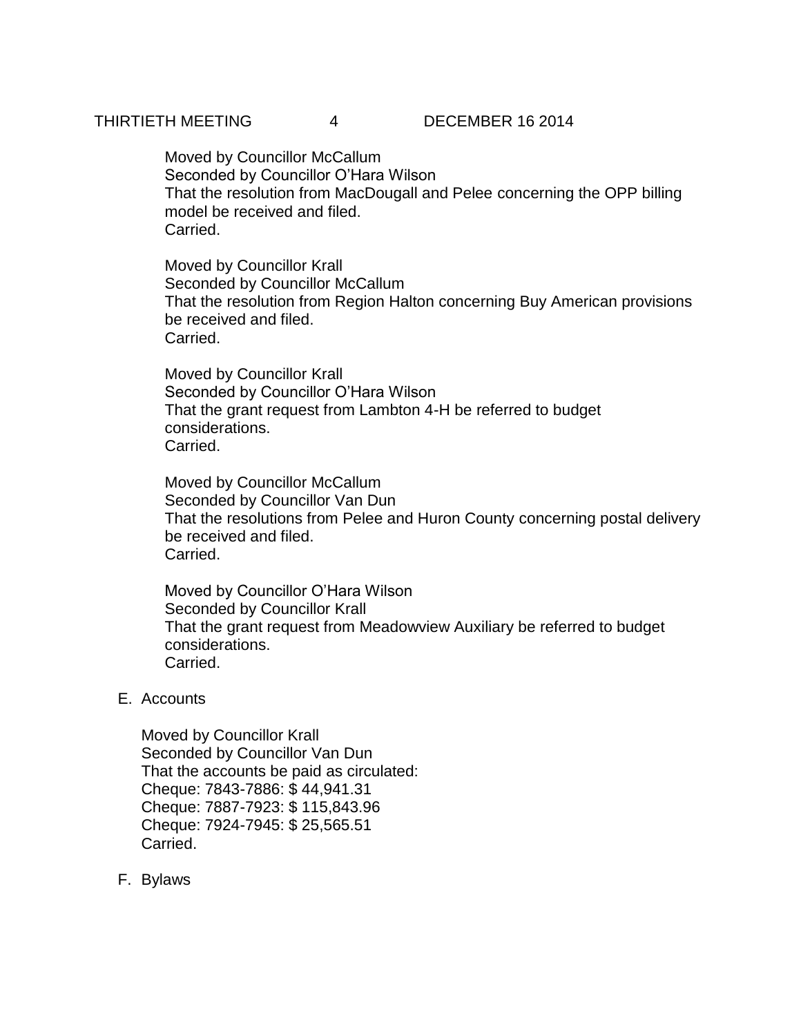Moved by Councillor McCallum
Seconded by Councillor O'Hara Wilson
That the resolution from MacDougall and Pelee concerning the OPP billing model be received and filed.
Carried.

Moved by Councillor Krall
Seconded by Councillor McCallum
That the resolution from Region Halton concerning Buy American provisions be received and filed.
Carried.

Moved by Councillor Krall
Seconded by Councillor O'Hara Wilson
That the grant request from Lambton 4-H be referred to budget considerations.
Carried.

Moved by Councillor McCallum
Seconded by Councillor Van Dun
That the resolutions from Pelee and Huron County concerning postal delivery be received and filed.
Carried.

Moved by Councillor O'Hara Wilson
Seconded by Councillor Krall
That the grant request from Meadowview Auxiliary be referred to budget considerations.
Carried.

E. Accounts

Moved by Councillor Krall
Seconded by Councillor Van Dun
That the accounts be paid as circulated:
Cheque: 7843-7886: $ 44,941.31
Cheque: 7887-7923: $ 115,843.96
Cheque: 7924-7945: $ 25,565.51
Carried.

F. Bylaws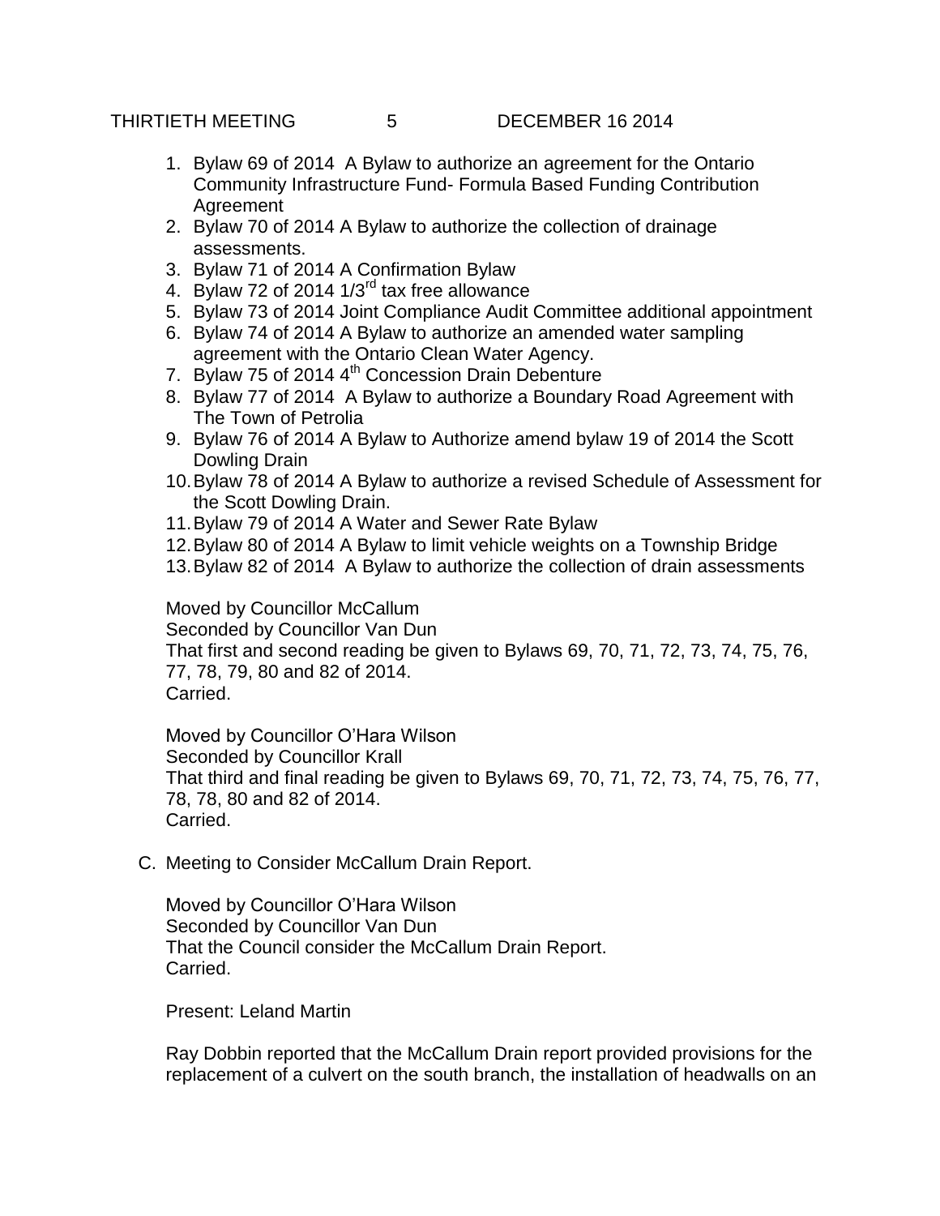1. Bylaw 69 of 2014 A Bylaw to authorize an agreement for the Ontario Community Infrastructure Fund- Formula Based Funding Contribution Agreement
2. Bylaw 70 of 2014 A Bylaw to authorize the collection of drainage assessments.
3. Bylaw 71 of 2014 A Confirmation Bylaw
4. Bylaw 72 of 2014 1/3rd tax free allowance
5. Bylaw 73 of 2014 Joint Compliance Audit Committee additional appointment
6. Bylaw 74 of 2014 A Bylaw to authorize an amended water sampling agreement with the Ontario Clean Water Agency.
7. Bylaw 75 of 2014 4th Concession Drain Debenture
8. Bylaw 77 of 2014 A Bylaw to authorize a Boundary Road Agreement with The Town of Petrolia
9. Bylaw 76 of 2014 A Bylaw to Authorize amend bylaw 19 of 2014 the Scott Dowling Drain
10. Bylaw 78 of 2014 A Bylaw to authorize a revised Schedule of Assessment for the Scott Dowling Drain.
11. Bylaw 79 of 2014 A Water and Sewer Rate Bylaw
12. Bylaw 80 of 2014 A Bylaw to limit vehicle weights on a Township Bridge
13. Bylaw 82 of 2014 A Bylaw to authorize the collection of drain assessments

Moved by Councillor McCallum
Seconded by Councillor Van Dun
That first and second reading be given to Bylaws 69, 70, 71, 72, 73, 74, 75, 76, 77, 78, 79, 80 and 82 of 2014.
Carried.

Moved by Councillor O'Hara Wilson
Seconded by Councillor Krall
That third and final reading be given to Bylaws 69, 70, 71, 72, 73, 74, 75, 76, 77, 78, 78, 80 and 82 of 2014.
Carried.

C. Meeting to Consider McCallum Drain Report.

Moved by Councillor O'Hara Wilson
Seconded by Councillor Van Dun
That the Council consider the McCallum Drain Report.
Carried.

Present: Leland Martin

Ray Dobbin reported that the McCallum Drain report provided provisions for the replacement of a culvert on the south branch, the installation of headwalls on an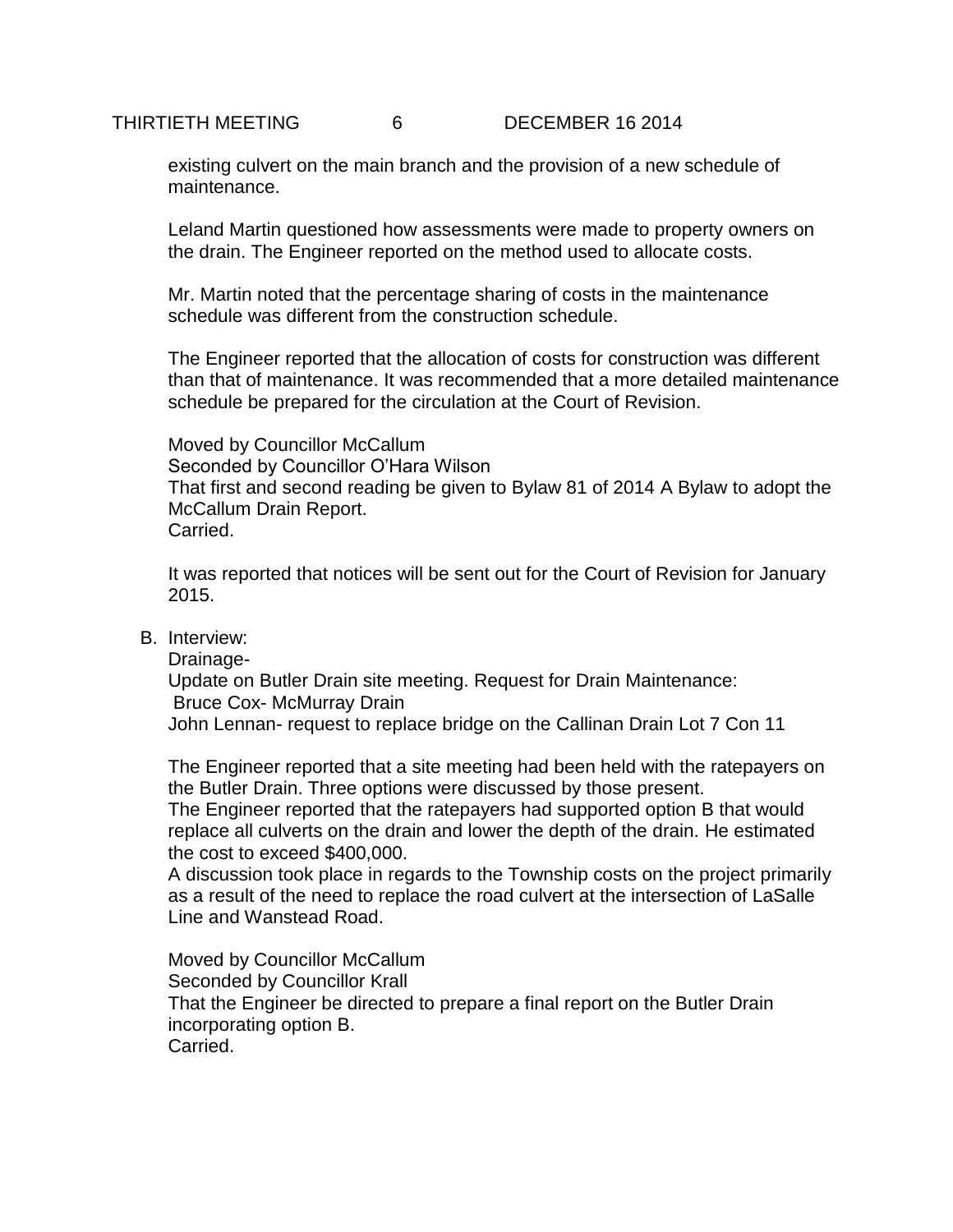existing culvert on the main branch and the provision of a new schedule of maintenance.

Leland Martin questioned how assessments were made to property owners on the drain. The Engineer reported on the method used to allocate costs.

Mr. Martin noted that the percentage sharing of costs in the maintenance schedule was different from the construction schedule.

The Engineer reported that the allocation of costs for construction was different than that of maintenance. It was recommended that a more detailed maintenance schedule be prepared for the circulation at the Court of Revision.

Moved by Councillor McCallum
Seconded by Councillor O'Hara Wilson
That first and second reading be given to Bylaw 81 of 2014 A Bylaw to adopt the McCallum Drain Report.
Carried.

It was reported that notices will be sent out for the Court of Revision for January 2015.

B. Interview:
Drainage-
Update on Butler Drain site meeting. Request for Drain Maintenance:
Bruce Cox- McMurray Drain
John Lennan- request to replace bridge on the Callinan Drain Lot 7 Con 11

The Engineer reported that a site meeting had been held with the ratepayers on the Butler Drain. Three options were discussed by those present.
The Engineer reported that the ratepayers had supported option B that would replace all culverts on the drain and lower the depth of the drain. He estimated the cost to exceed $400,000.
A discussion took place in regards to the Township costs on the project primarily as a result of the need to replace the road culvert at the intersection of LaSalle Line and Wanstead Road.

Moved by Councillor McCallum
Seconded by Councillor Krall
That the Engineer be directed to prepare a final report on the Butler Drain incorporating option B.
Carried.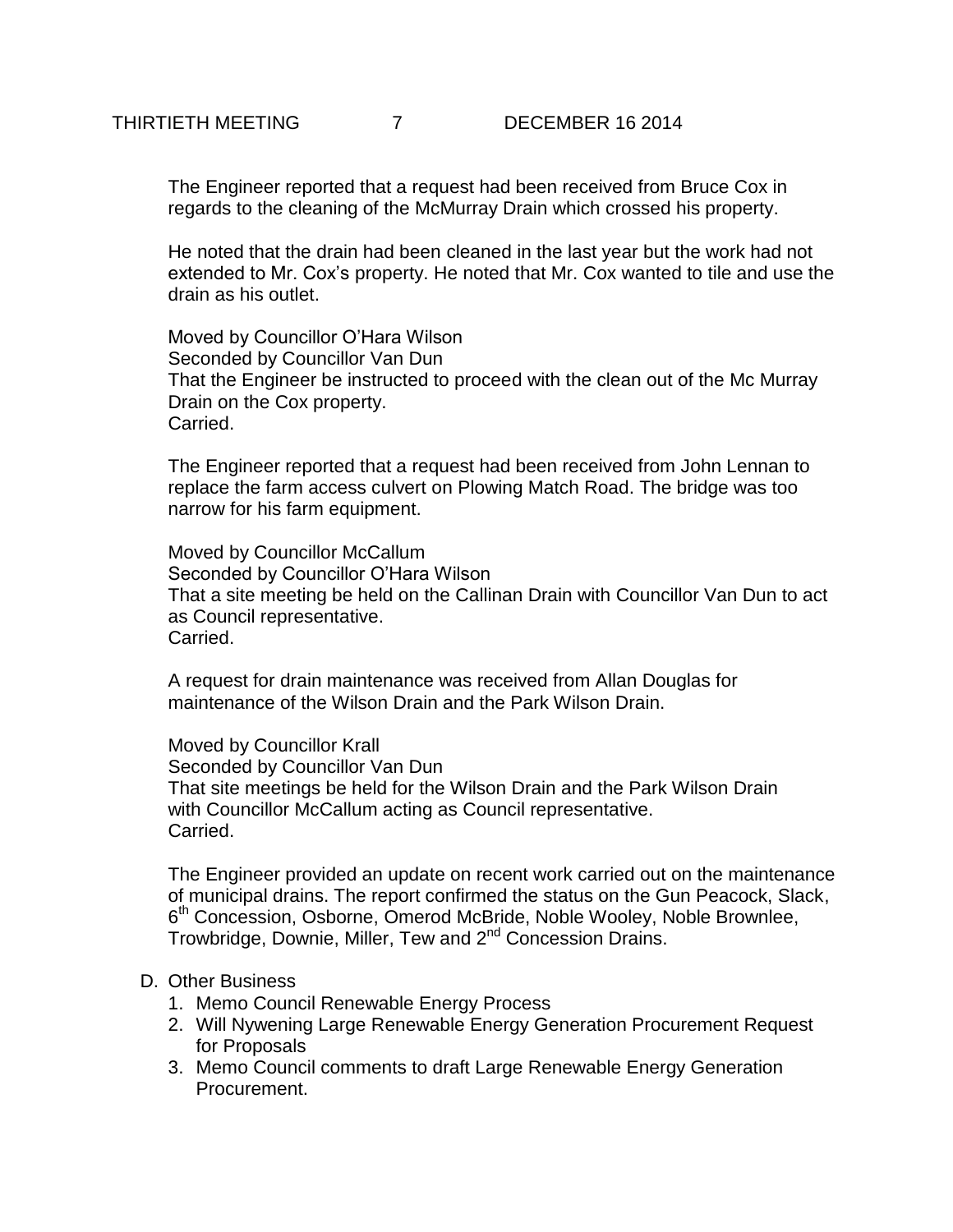The Engineer reported that a request had been received from Bruce Cox in regards to the cleaning of the McMurray Drain which crossed his property.

He noted that the drain had been cleaned in the last year but the work had not extended to Mr. Cox's property. He noted that Mr. Cox wanted to tile and use the drain as his outlet.

Moved by Councillor O'Hara Wilson  
Seconded by Councillor Van Dun  
That the Engineer be instructed to proceed with the clean out of the Mc Murray Drain on the Cox property.  
Carried.

The Engineer reported that a request had been received from John Lennan to replace the farm access culvert on Plowing Match Road. The bridge was too narrow for his farm equipment.

Moved by Councillor McCallum  
Seconded by Councillor O'Hara Wilson  
That a site meeting be held on the Callinan Drain with Councillor Van Dun to act as Council representative.  
Carried.

A request for drain maintenance was received from Allan Douglas for maintenance of the Wilson Drain and the Park Wilson Drain.

Moved by Councillor Krall  
Seconded by Councillor Van Dun  
That site meetings be held for the Wilson Drain and the Park Wilson Drain with Councillor McCallum acting as Council representative.  
Carried.

The Engineer provided an update on recent work carried out on the maintenance of municipal drains. The report confirmed the status on the Gun Peacock, Slack, 6th Concession, Osborne, Omerod McBride, Noble Wooley, Noble Brownlee, Trowbridge, Downie, Miller, Tew and 2nd Concession Drains.

D. Other Business
   1. Memo Council Renewable Energy Process
   2. Will Nywening Large Renewable Energy Generation Procurement Request for Proposals
   3. Memo Council comments to draft Large Renewable Energy Generation Procurement.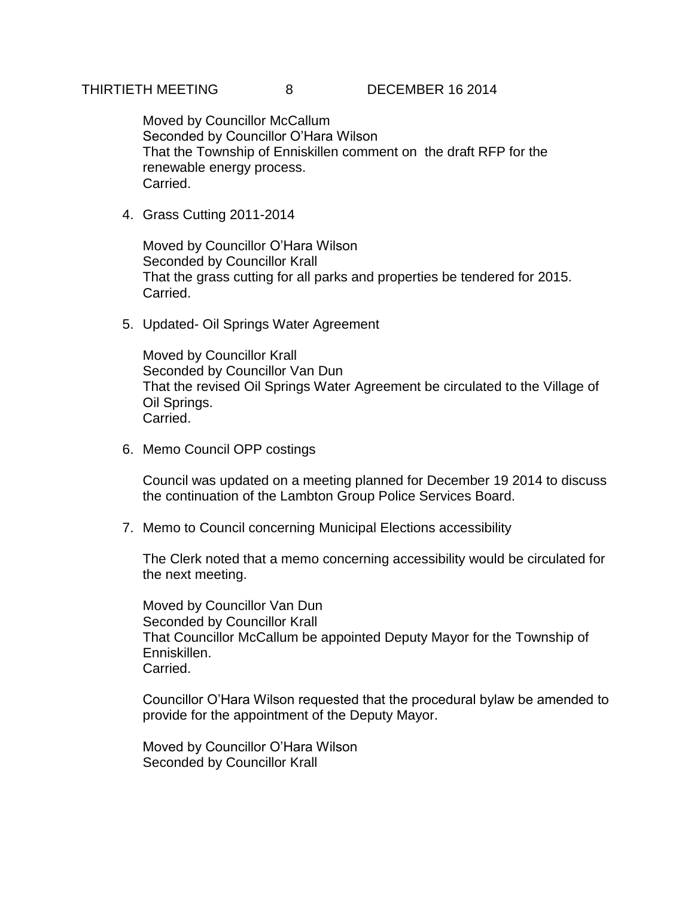Moved by Councillor McCallum
Seconded by Councillor O'Hara Wilson
That the Township of Enniskillen comment on the draft RFP for the renewable energy process.
Carried.

4. Grass Cutting 2011-2014

   Moved by Councillor O'Hara Wilson
   Seconded by Councillor Krall
   That the grass cutting for all parks and properties be tendered for 2015.
   Carried.

5. Updated- Oil Springs Water Agreement

   Moved by Councillor Krall
   Seconded by Councillor Van Dun
   That the revised Oil Springs Water Agreement be circulated to the Village of Oil Springs.
   Carried.

6. Memo Council OPP costings

   Council was updated on a meeting planned for December 19 2014 to discuss the continuation of the Lambton Group Police Services Board.

7. Memo to Council concerning Municipal Elections accessibility

   The Clerk noted that a memo concerning accessibility would be circulated for the next meeting.

   Moved by Councillor Van Dun
   Seconded by Councillor Krall
   That Councillor McCallum be appointed Deputy Mayor for the Township of Enniskillen.
   Carried.

   Councillor O'Hara Wilson requested that the procedural bylaw be amended to provide for the appointment of the Deputy Mayor.

   Moved by Councillor O'Hara Wilson
   Seconded by Councillor Krall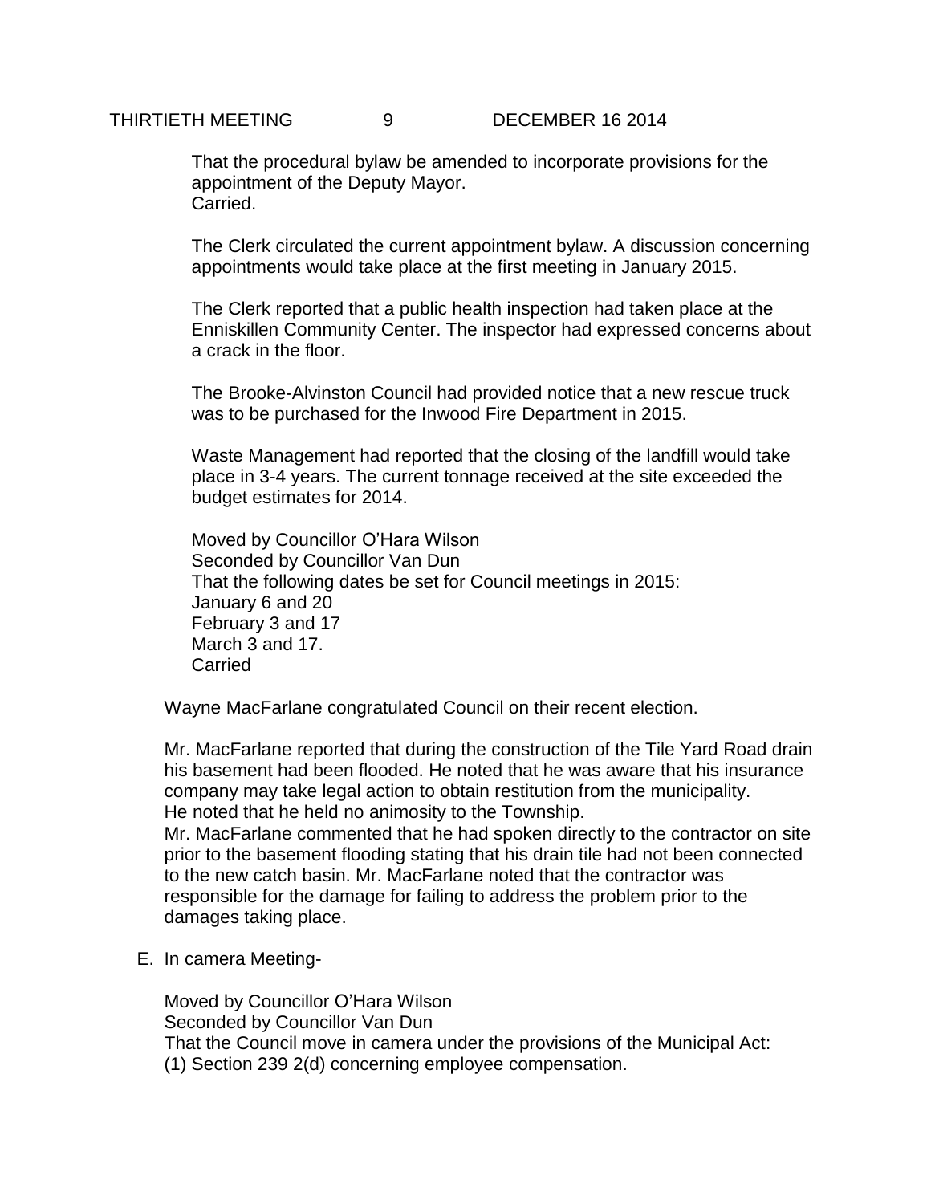That the procedural bylaw be amended to incorporate provisions for the appointment of the Deputy Mayor.
Carried.

The Clerk circulated the current appointment bylaw. A discussion concerning appointments would take place at the first meeting in January 2015.

The Clerk reported that a public health inspection had taken place at the Enniskillen Community Center. The inspector had expressed concerns about a crack in the floor.

The Brooke-Alvinston Council had provided notice that a new rescue truck was to be purchased for the Inwood Fire Department in 2015.

Waste Management had reported that the closing of the landfill would take place in 3-4 years. The current tonnage received at the site exceeded the budget estimates for 2014.

Moved by Councillor O'Hara Wilson
Seconded by Councillor Van Dun
That the following dates be set for Council meetings in 2015:
January 6 and 20
February 3 and 17
March 3 and 17.
Carried

Wayne MacFarlane congratulated Council on their recent election.

Mr. MacFarlane reported that during the construction of the Tile Yard Road drain his basement had been flooded. He noted that he was aware that his insurance company may take legal action to obtain restitution from the municipality. He noted that he held no animosity to the Township.
Mr. MacFarlane commented that he had spoken directly to the contractor on site prior to the basement flooding stating that his drain tile had not been connected to the new catch basin. Mr. MacFarlane noted that the contractor was responsible for the damage for failing to address the problem prior to the damages taking place.

E. In camera Meeting-

Moved by Councillor O'Hara Wilson
Seconded by Councillor Van Dun
That the Council move in camera under the provisions of the Municipal Act:
(1) Section 239 2(d) concerning employee compensation.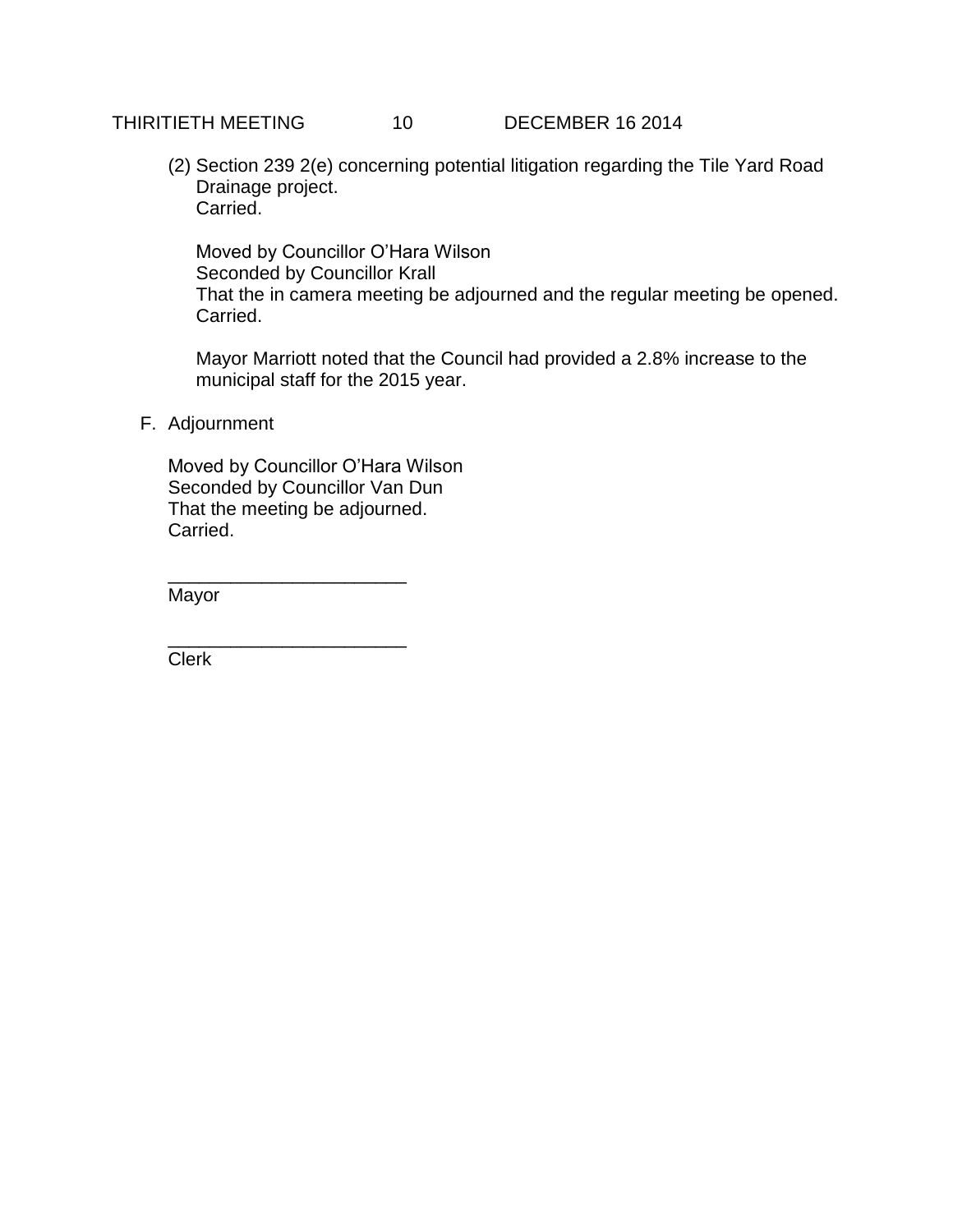(2) Section 239 2(e) concerning potential litigation regarding the Tile Yard Road Drainage project.
Carried.

Moved by Councillor O'Hara Wilson
Seconded by Councillor Krall
That the in camera meeting be adjourned and the regular meeting be opened.
Carried.

Mayor Marriott noted that the Council had provided a 2.8% increase to the municipal staff for the 2015 year.

F. Adjournment

Moved by Councillor O'Hara Wilson
Seconded by Councillor Van Dun
That the meeting be adjourned.
Carried.

_______________________
Mayor

_______________________
Clerk